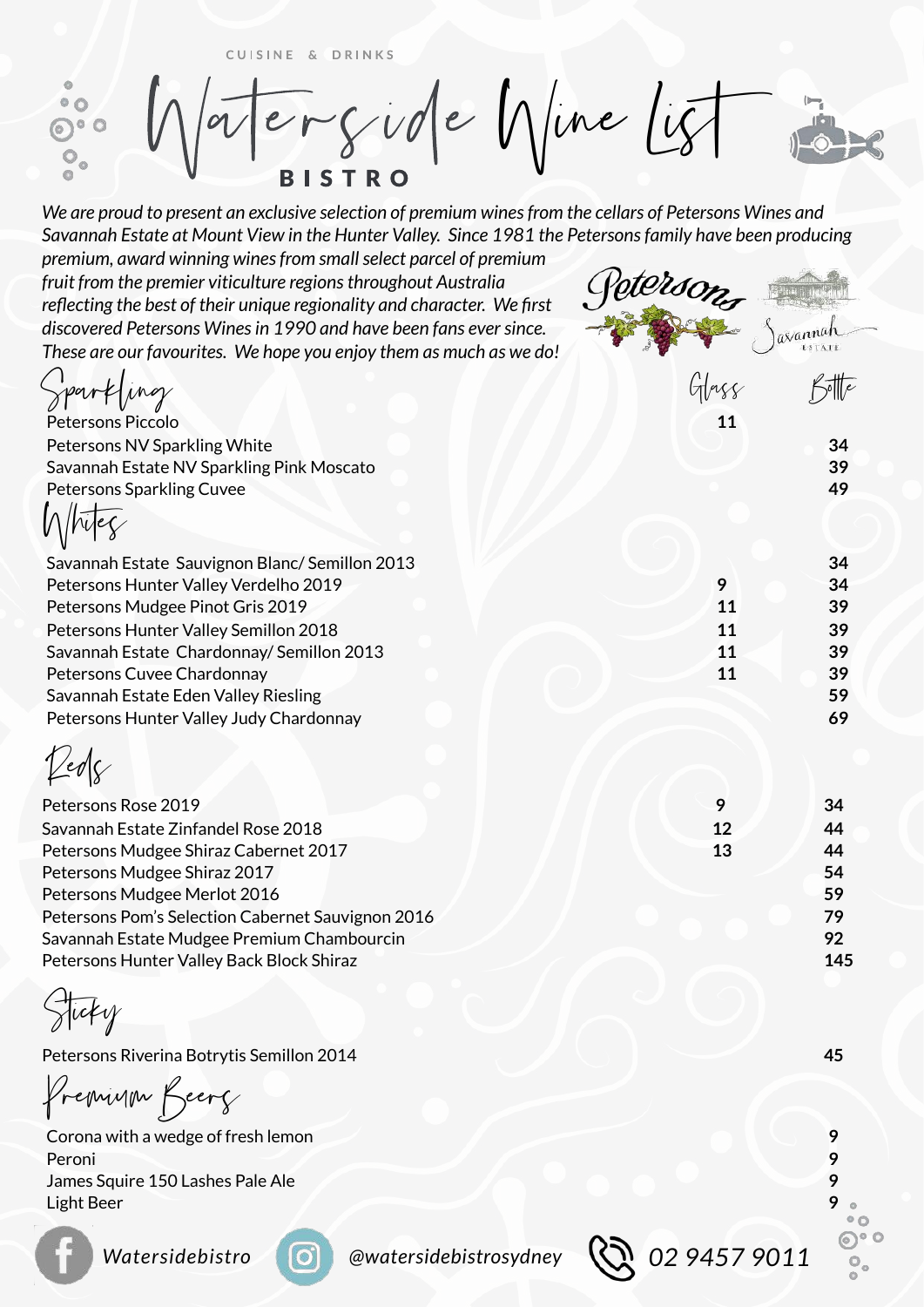CUISINE & DRINKS

# Waterside Wine List
## BISTRO

*We are proud to present an exclusive selection of premium wines from the cellars of Petersons Wines and Savannah Estate at Mount View in the Hunter Valley. Since 1981 the Petersons family have been producing premium, award winning wines from small select parcel of premium fruit from the premier viticulture regions throughout Australia reflecting the best of their unique regionality and character. We first discovered Petersons Wines in 1990 and have been fans ever since. These are our favourites. We hope you enjoy them as much as we do!*

Petersons

Savannah Estate

| | Glass | Bottle |
|---|---|---|
| **Sparkling** | | |
| Petersons Piccolo | 11 | |
| Petersons NV Sparkling White | | 34 |
| Savannah Estate NV Sparkling Pink Moscato | | 39 |
| Petersons Sparkling Cuvee | | 49 |
| **Whites** | | |
| Savannah Estate Sauvignon Blanc/ Semillon 2013 | | 34 |
| Petersons Hunter Valley Verdelho 2019 | 9 | 34 |
| Petersons Mudgee Pinot Gris 2019 | 11 | 39 |
| Petersons Hunter Valley Semillon 2018 | 11 | 39 |
| Savannah Estate Chardonnay/ Semillon 2013 | 11 | 39 |
| Petersons Cuvee Chardonnay | 11 | 39 |
| Savannah Estate Eden Valley Riesling | | 59 |
| Petersons Hunter Valley Judy Chardonnay | | 69 |
| **Reds** | | |
| Petersons Rose 2019 | 9 | 34 |
| Savannah Estate Zinfandel Rose 2018 | 12 | 44 |
| Petersons Mudgee Shiraz Cabernet 2017 | 13 | 44 |
| Petersons Mudgee Shiraz 2017 | | 54 |
| Petersons Mudgee Merlot 2016 | | 59 |
| Petersons Pom's Selection Cabernet Sauvignon 2016 | | 79 |
| Savannah Estate Mudgee Premium Chambourcin | | 92 |
| Petersons Hunter Valley Back Block Shiraz | | 145 |
| **Sticky** | | |
| Petersons Riverina Botrytis Semillon 2014 | | 45 |
| **Premium Beers** | | |
| Corona with a wedge of fresh lemon | | 9 |
| Peroni | | 9 |
| James Squire 150 Lashes Pale Ale | | 9 |
| Light Beer | | 9 |

Watersidebistro @watersidebistrosydney 02 9457 9011